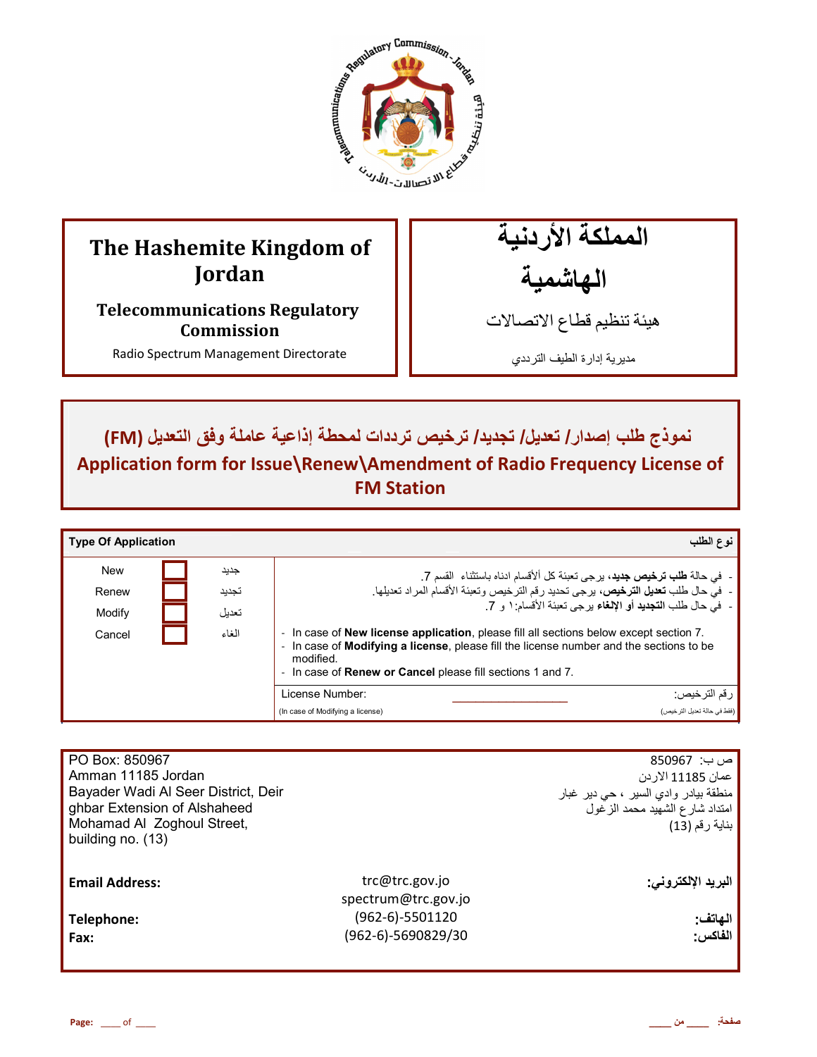| The Hashemite Kingdom of Jordan | المملكة الأردنية الهاشمية |
|---|---|
| **Telecommunications Regulatory Commission** | هيئة تنظيم قطاع الاتصالات |
| Radio Spectrum Management Directorate | مديرية إدارة الطيف الترددي |

## نموذج طلب إصدار/ تعديل/ تجديد/ ترخيص ترددات لمحطة إذاعية عاملة وفق التعديل (FM)

## Application form for Issue\Renew\Amendment of Radio Frequency License of FM Station

| **Type Of Application** | | | **نوع الطلب** |
|---|---|---|---|
| New | ☐ | جديد | - في حالة **طلب ترخيص جديد**، يرجى تعبئة كل ألأقسام ادناه باستثناء القسم 7. |
| Renew | ☐ | تجديد | - في حال طلب **تعديل الترخيص**، يرجى تحديد رقم الترخيص وتعبئة الأقسام المراد تعديلها. |
| Modify | ☐ | تعديل | - في حال طلب **التجديد أو الإلغاء** يرجى تعبئة الأقسام:١ و 7. |
| Cancel | ☐ | الغاء | - In case of **New license application**, please fill all sections below except section 7.<br>- In case of **Modifying a license**, please fill the license number and the sections to be modified.<br>- In case of **Renew or Cancel** please fill sections 1 and 7. |
| | | | License Number: ________________ :رقم الترخيص<br>(In case of Modifying a license) (فقط في حالة تعديل الترخيص) |

| | | |
|---|---|---|
| PO Box: 850967<br>Amman 11185 Jordan<br>Bayader Wadi Al Seer District, Deir ghbar Extension of Alshaheed Mohamad Al Zoghoul Street, building no. (13) | | ص ب: 850967<br>عمان 11185 الاردن<br>منطقة بيادر وادي السير ، حي دير غبار<br>امتداد شارع الشهيد محمد الزغول<br>بناية رقم (13) |
| **Email Address:** | trc@trc.gov.jo<br>spectrum@trc.gov.jo | **البريد الإلكتروني:** |
| **Telephone:** | (962-6)-5501120 | **الهاتف:** |
| **Fax:** | (962-6)-5690829/30 | **الفاكس:** |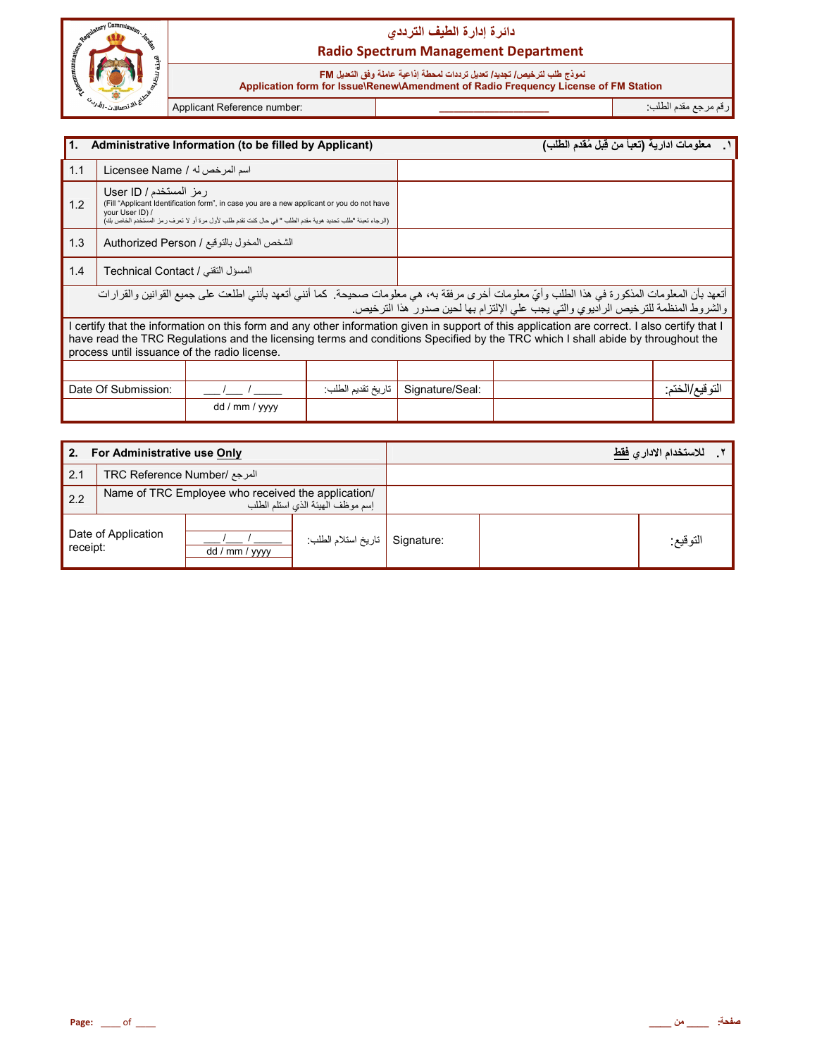## دائرة إدارة الطيف الترددي

## Radio Spectrum Management Department

نموذج طلب لترخيص/ تجديد/ تعديل ترددات لمحطة إذاعية عاملة وفق التعديل FM

**Application form for Issue\Renew\Amendment of Radio Frequency License of FM Station**

| Applicant Reference number: | ___________________ | رقم مرجع مقدم الطلب: |
|---|---|---|

| 1. Administrative Information (to be filled by Applicant) | | ١. معلومات ادارية (تعبأ من قبل مُقدم الطلب) |
|---|---|---|
| 1.1 | Licensee Name / اسم المرخص له | |
| 1.2 | User ID / رمز المستخدم (Fill "Applicant Identification form", in case you are a new applicant or you do not have your User ID) / (الرجاء تعبئة "طلب تحديد هوية مقدم الطلب " في حال كنت تقدم طلب لأول مرة أو لا تعرف رمز المستخدم الخاص بك) | |
| 1.3 | Authorized Person / الشخص المخول بالتوقيع | |
| 1.4 | Technical Contact / المسؤل التقني | |

أتعهد بأن المعلومات المذكورة في هذا الطلب وأيّ معلومات أخرى مرفقة به، هي معلومات صحيحة. كما أنني أتعهد بأنني اطلعت على جميع القوانين والقرارات والشروط المنظمة للترخيص الراديوي والتي يجب علي الإلتزام بها لحين صدور هذا الترخيص.

I certify that the information on this form and any other information given in support of this application are correct. I also certify that I have read the TRC Regulations and the licensing terms and conditions Specified by the TRC which I shall abide by throughout the process until issuance of the radio license.

| Date Of Submission: | ___/___ / _____ dd / mm / yyyy | تاريخ تقديم الطلب: | Signature/Seal: | | التوقيع/الختم: |
|---|---|---|---|---|---|

| 2. For Administrative use **Only** | | ٢. للاستخدام الاداري **فقط** |
|---|---|---|
| 2.1 | TRC Reference Number/ المرجع | |
| 2.2 | Name of TRC Employee who received the application/ إسم موظف الهيئة الذي استلم الطلب | |

| Date of Application receipt: | ___/___ / _____ dd / mm / yyyy | تاريخ استلام الطلب: | Signature: | | التوقيع: |
|---|---|---|---|---|---|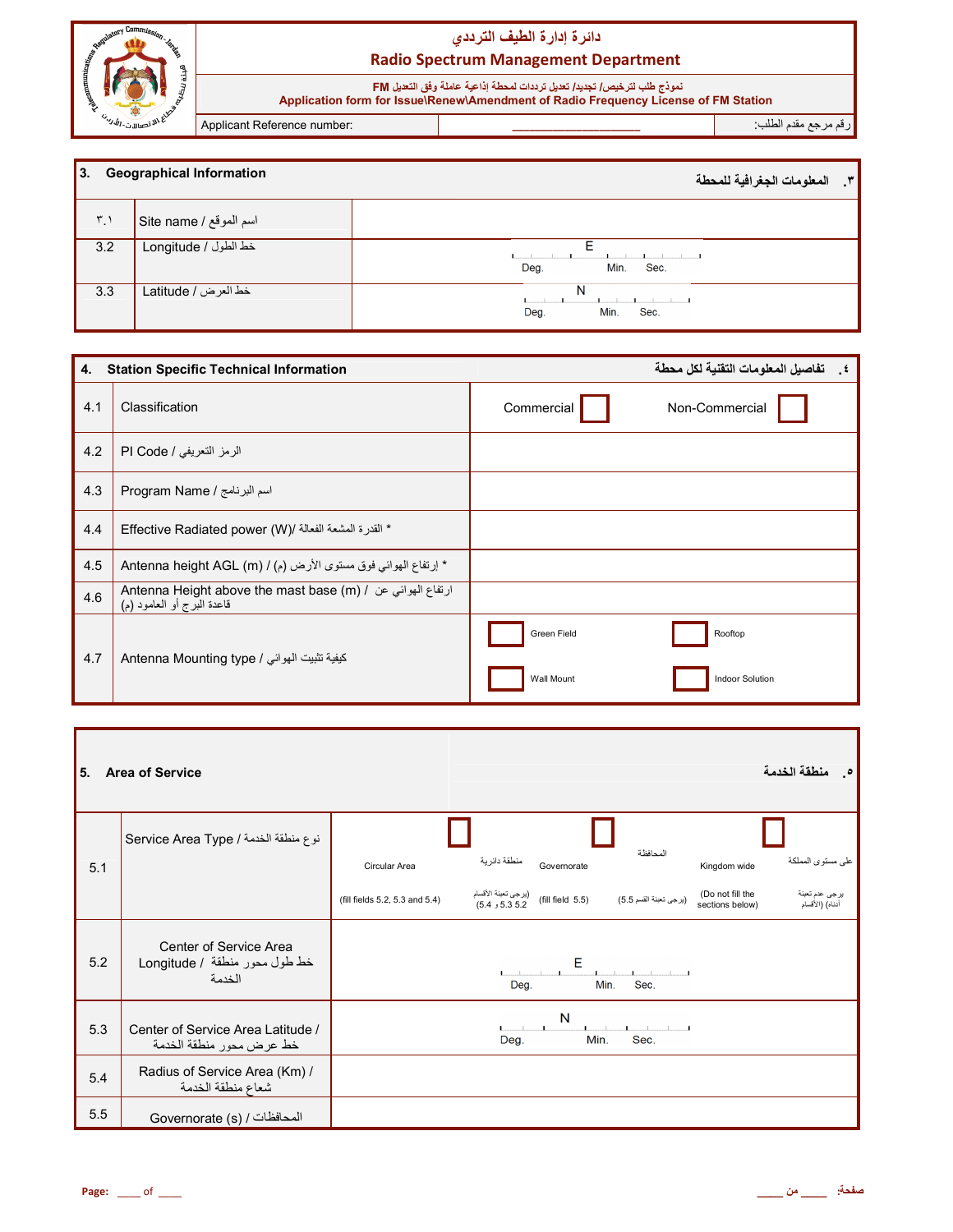# دائرة إدارة الطيف الترددي
# Radio Spectrum Management Department

نموذج طلب لترخيص/ تجديد/ تعديل ترددات لمحطة إذاعية عاملة وفق التعديل FM
**Application form for Issue\Renew\Amendment of Radio Frequency License of FM Station**

| Applicant Reference number: | ____________________ | رقم مرجع مقدم الطلب: |
|---|---|---|

| **3. Geographical Information** | | **٣. المعلومات الجغرافية للمحطة** |
|---|---|---|
| ٣.١ | Site name / اسم الموقع | |
| 3.2 | Longitude / خط الطول | E Deg. Min. Sec. |
| 3.3 | Latitude / خط العرض | N Deg. Min. Sec. |

| **4. Station Specific Technical Information** | | **٤. تفاصيل المعلومات التقنية لكل محطة** |
|---|---|---|
| 4.1 | Classification | Commercial ☐ Non-Commercial ☐ |
| 4.2 | PI Code / الرمز التعريفي | |
| 4.3 | Program Name / اسم البرنامج | |
| 4.4 | Effective Radiated power (W)/ القدرة المشعة الفعالة * | |
| 4.5 | Antenna height AGL (m) / إرتفاع الهوائي فوق مستوى الأرض (م) * | |
| 4.6 | Antenna Height above the mast base (m) / ارتفاع الهوائي عن قاعدة البرج أو العامود (م) | |
| 4.7 | Antenna Mounting type / كيفية تثبيت الهوائي | ☐ Green Field ☐ Rooftop ☐ Wall Mount ☐ Indoor Solution |

| **5. Area of Service** | | **٥. منطقة الخدمة** |
|---|---|---|
| 5.1 | Service Area Type / نوع منطقة الخدمة | ☐ Circular Area منطقة دائرية (fill fields 5.2, 5.3 and 5.4) (يرجى تعبئة الأقسام 5.2 و 5.3 و 5.4) ☐ Governorate المحافظة (fill field 5.5) (يرجى تعبئة القسم 5.5) ☐ Kingdom wide على مستوى المملكة (Do not fill the sections below) يرجى عدم تعبئة الأقسام أدناه |
| 5.2 | Center of Service Area Longitude / خط طول محور منطقة الخدمة | E Deg. Min. Sec. |
| 5.3 | Center of Service Area Latitude / خط عرض محور منطقة الخدمة | N Deg. Min. Sec. |
| 5.4 | Radius of Service Area (Km) / شعاع منطقة الخدمة | |
| 5.5 | Governorate (s) / المحافظات | |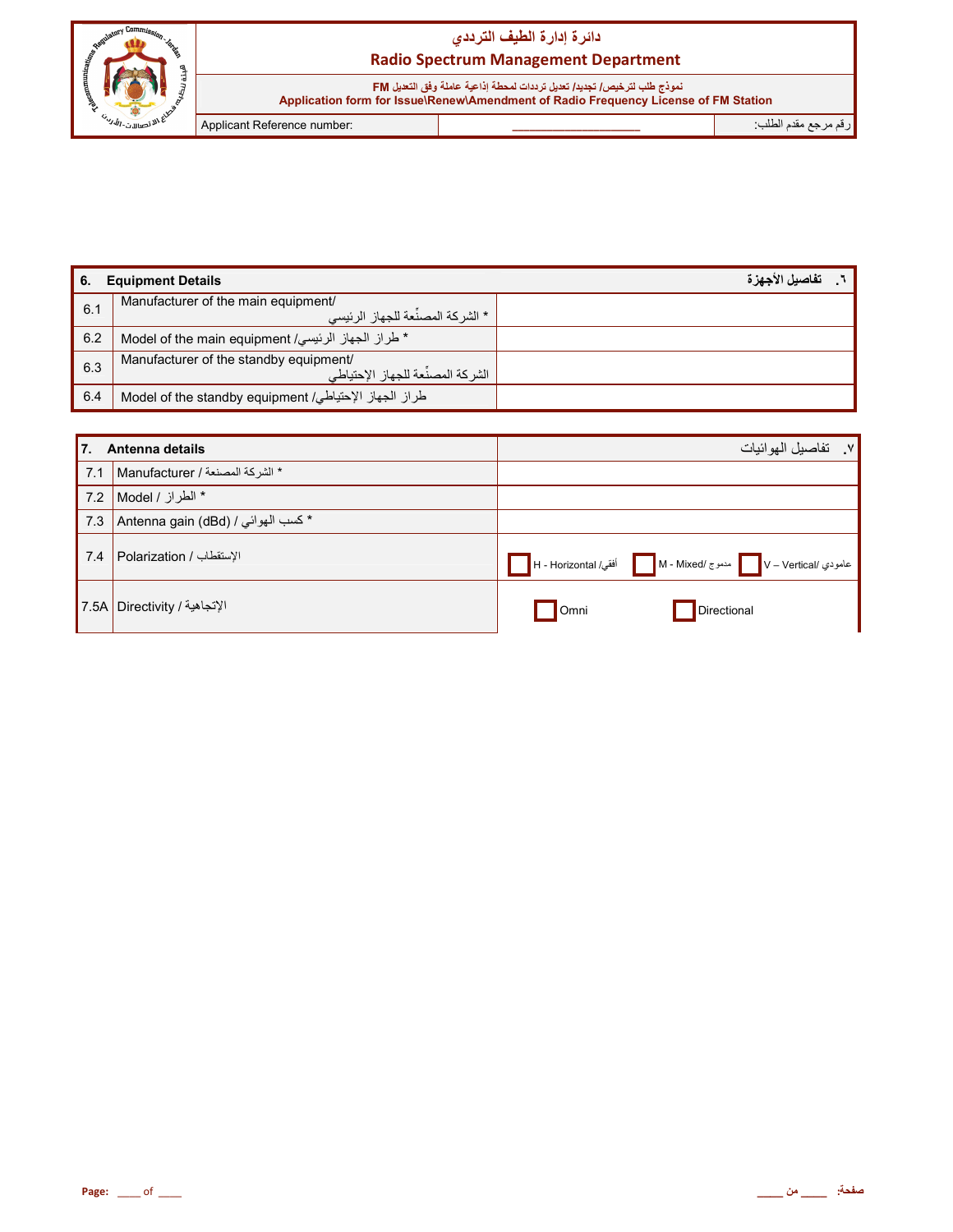# دائرة إدارة الطيف الترددي
## Radio Spectrum Management Department

نموذج طلب لترخيص/ تجديد/ تعديل ترددات لمحطة إذاعية عاملة وفق التعديل FM

**Application form for Issue\Renew\Amendment of Radio Frequency License of FM Station**

| Applicant Reference number: | ____________________ | رقم مرجع مقدم الطلب: |
|---|---|---|

| 6. | Equipment Details | ٦. تفاصيل الأجهزة |
|---|---|---|
| 6.1 | Manufacturer of the main equipment/ * الشركة المصنّعة للجهاز الرئيسي | |
| 6.2 | Model of the main equipment /طراز الجهاز الرئيسي * | |
| 6.3 | Manufacturer of the standby equipment/ الشركة المصنّعة للجهاز الإحتياطي | |
| 6.4 | Model of the standby equipment /طراز الجهاز الإحتياطي | |

| 7. | Antenna details | ٧. تفاصيل الهوائيات |
|---|---|---|
| 7.1 | Manufacturer / الشركة المصنعة * | |
| 7.2 | Model / الطراز * | |
| 7.3 | Antenna gain (dBd) / كسب الهوائي * | |
| 7.4 | Polarization / الإستقطاب | ☐ H - Horizontal /أفقي ☐ M - Mixed/ ممزوج ☐ V – Vertical/ عامودي |
| 7.5A | Directivity / الإتجاهية | ☐ Omni ☐ Directional |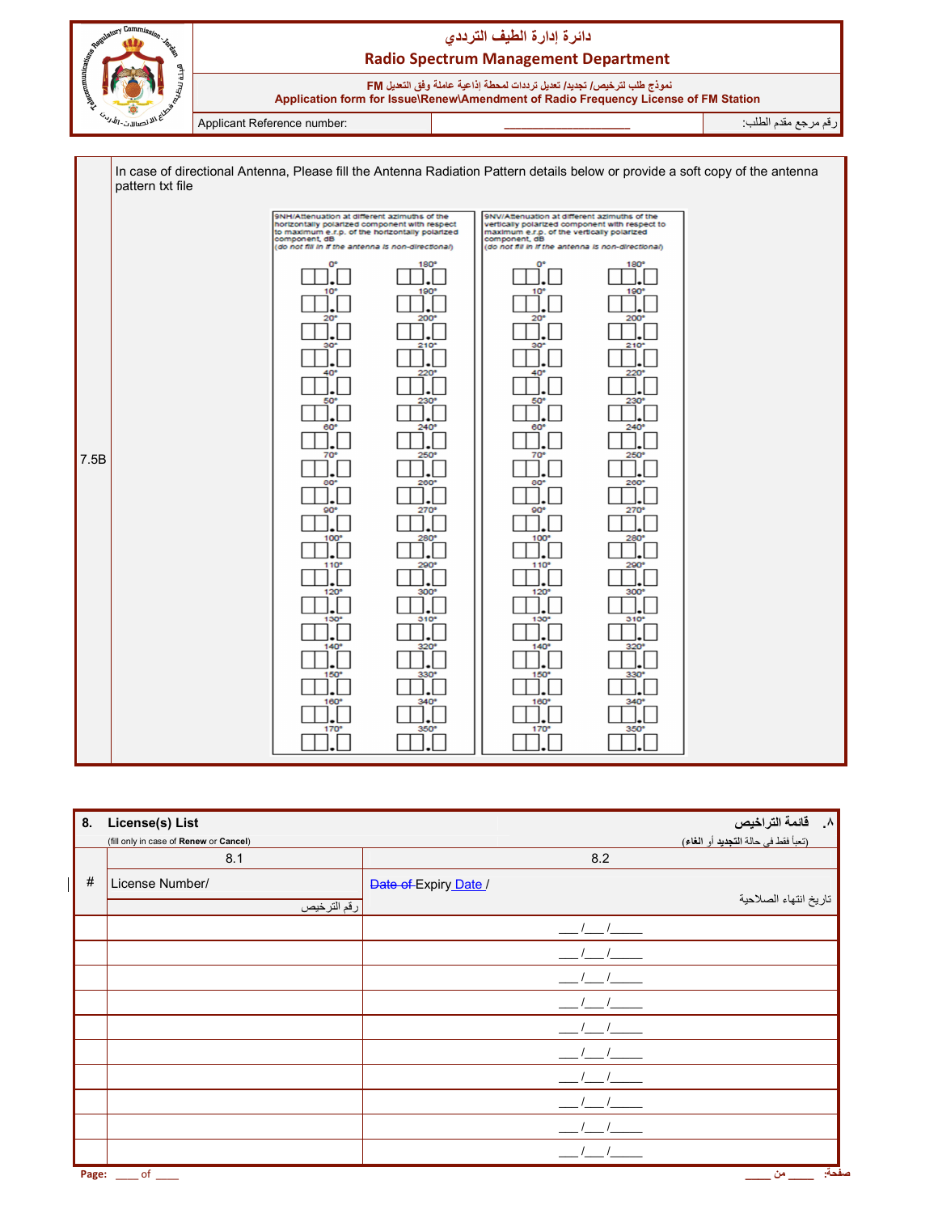دائرة إدارة الطيف الترددي

**Radio Spectrum Management Department**

نموذج طلب لترخيص/ تجديد/ تعديل ترددات لمحطة إذاعية عاملة وفق التعديل FM

**Application form for Issue\Renew\Amendment of Radio Frequency License of FM Station**

| Applicant Reference number: | ____________________ | رقم مرجع مقدم الطلب: |
|---|---|---|

**7.5B** In case of directional Antenna, Please fill the Antenna Radiation Pattern details below or provide a soft copy of the antenna pattern txt file

9NH/Attenuation at different azimuths of the horizontally polarized component with respect to maximum e.r.p. of the horizontally polarized component, dB
*(do not fill in if the antenna is non-directional)*

| Azimuth | dB | Azimuth | dB |
|---|---|---|---|
| 0° | ☐☐.☐ | 180° | ☐☐.☐ |
| 10° | ☐☐.☐ | 190° | ☐☐.☐ |
| 20° | ☐☐.☐ | 200° | ☐☐.☐ |
| 30° | ☐☐.☐ | 210° | ☐☐.☐ |
| 40° | ☐☐.☐ | 220° | ☐☐.☐ |
| 50° | ☐☐.☐ | 230° | ☐☐.☐ |
| 60° | ☐☐.☐ | 240° | ☐☐.☐ |
| 70° | ☐☐.☐ | 250° | ☐☐.☐ |
| 80° | ☐☐.☐ | 260° | ☐☐.☐ |
| 90° | ☐☐.☐ | 270° | ☐☐.☐ |
| 100° | ☐☐.☐ | 280° | ☐☐.☐ |
| 110° | ☐☐.☐ | 290° | ☐☐.☐ |
| 120° | ☐☐.☐ | 300° | ☐☐.☐ |
| 130° | ☐☐.☐ | 310° | ☐☐.☐ |
| 140° | ☐☐.☐ | 320° | ☐☐.☐ |
| 150° | ☐☐.☐ | 330° | ☐☐.☐ |
| 160° | ☐☐.☐ | 340° | ☐☐.☐ |
| 170° | ☐☐.☐ | 350° | ☐☐.☐ |

9NV/Attenuation at different azimuths of the vertically polarized component with respect to maximum e.r.p. of the vertically polarized component, dB
*(do not fill in if the antenna is non-directional)*

| Azimuth | dB | Azimuth | dB |
|---|---|---|---|
| 0° | ☐☐.☐ | 180° | ☐☐.☐ |
| 10° | ☐☐.☐ | 190° | ☐☐.☐ |
| 20° | ☐☐.☐ | 200° | ☐☐.☐ |
| 30° | ☐☐.☐ | 210° | ☐☐.☐ |
| 40° | ☐☐.☐ | 220° | ☐☐.☐ |
| 50° | ☐☐.☐ | 230° | ☐☐.☐ |
| 60° | ☐☐.☐ | 240° | ☐☐.☐ |
| 70° | ☐☐.☐ | 250° | ☐☐.☐ |
| 80° | ☐☐.☐ | 260° | ☐☐.☐ |
| 90° | ☐☐.☐ | 270° | ☐☐.☐ |
| 100° | ☐☐.☐ | 280° | ☐☐.☐ |
| 110° | ☐☐.☐ | 290° | ☐☐.☐ |
| 120° | ☐☐.☐ | 300° | ☐☐.☐ |
| 130° | ☐☐.☐ | 310° | ☐☐.☐ |
| 140° | ☐☐.☐ | 320° | ☐☐.☐ |
| 150° | ☐☐.☐ | 330° | ☐☐.☐ |
| 160° | ☐☐.☐ | 340° | ☐☐.☐ |
| 170° | ☐☐.☐ | 350° | ☐☐.☐ |

## 8. License(s) List — ٨. قائمة التراخيص

(fill only in case of **Renew** or **Cancel**)

(تعبأ فقط في حالة **التجديد** أو **الغاء**)

| # | 8.1<br>License Number/ رقم الترخيص | 8.2<br>~~Date of~~ Expiry Date / تاريخ انتهاء الصلاحية |
|---|---|---|
| | | ___/___/_____ |
| | | ___/___/_____ |
| | | ___/___/_____ |
| | | ___/___/_____ |
| | | ___/___/_____ |
| | | ___/___/_____ |
| | | ___/___/_____ |
| | | ___/___/_____ |
| | | ___/___/_____ |
| | | ___/___/_____ |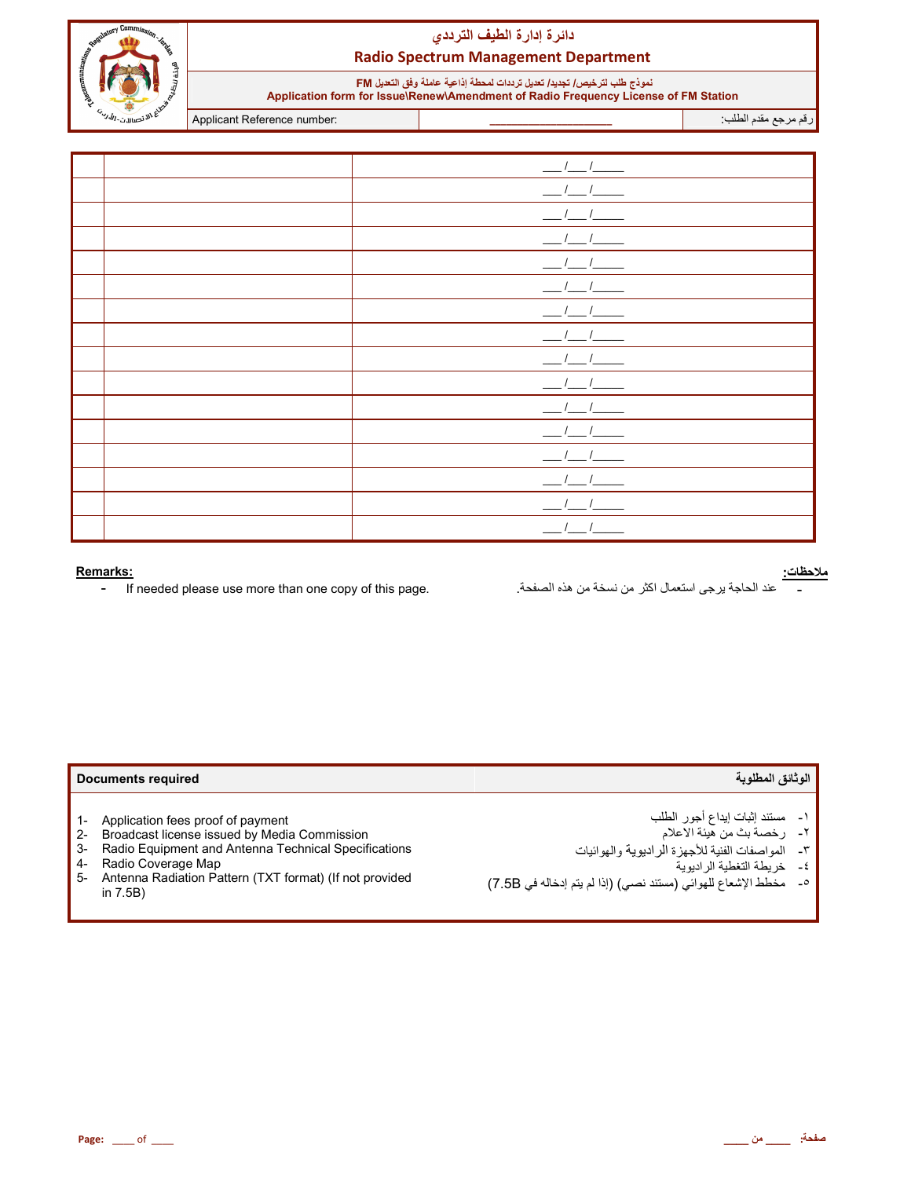# دائرة إدارة الطيف الترددي

## Radio Spectrum Management Department

**نموذج طلب لترخيص/ تجديد/ تعديل ترددات لمحطة إذاعية عاملة وفق التعديل FM**

**Application form for Issue\Renew\Amendment of Radio Frequency License of FM Station**

| Applicant Reference number: | ____________________ | رقم مرجع مقدم الطلب: |
|---|---|---|

| | | |
|---|---|---|
| | | ___/___/_____ |
| | | ___/___/_____ |
| | | ___/___/_____ |
| | | ___/___/_____ |
| | | ___/___/_____ |
| | | ___/___/_____ |
| | | ___/___/_____ |
| | | ___/___/_____ |
| | | ___/___/_____ |
| | | ___/___/_____ |
| | | ___/___/_____ |
| | | ___/___/_____ |
| | | ___/___/_____ |
| | | ___/___/_____ |
| | | ___/___/_____ |
| | | ___/___/_____ |

**Remarks:**

- If needed please use more than one copy of this page.

**ملاحظات:**

- عند الحاجة يرجى استعمال اكثر من نسخة من هذه الصفحة.

| Documents required | الوثائق المطلوبة |
|---|---|
| 1- Application fees proof of payment<br>2- Broadcast license issued by Media Commission<br>3- Radio Equipment and Antenna Technical Specifications<br>4- Radio Coverage Map<br>5- Antenna Radiation Pattern (TXT format) (If not provided in 7.5B) | ١- مستند إثبات إيداع أجور الطلب<br>٢- رخصة بث من هيئة الاعلام<br>٣- المواصفات الفنية للأجهزة الراديوية والهوائيات<br>٤- خريطة التغطية الراديوية<br>٥- مخطط الإشعاع للهوائي (مستند نصي) (إذا لم يتم إدخاله في 7.5B) |